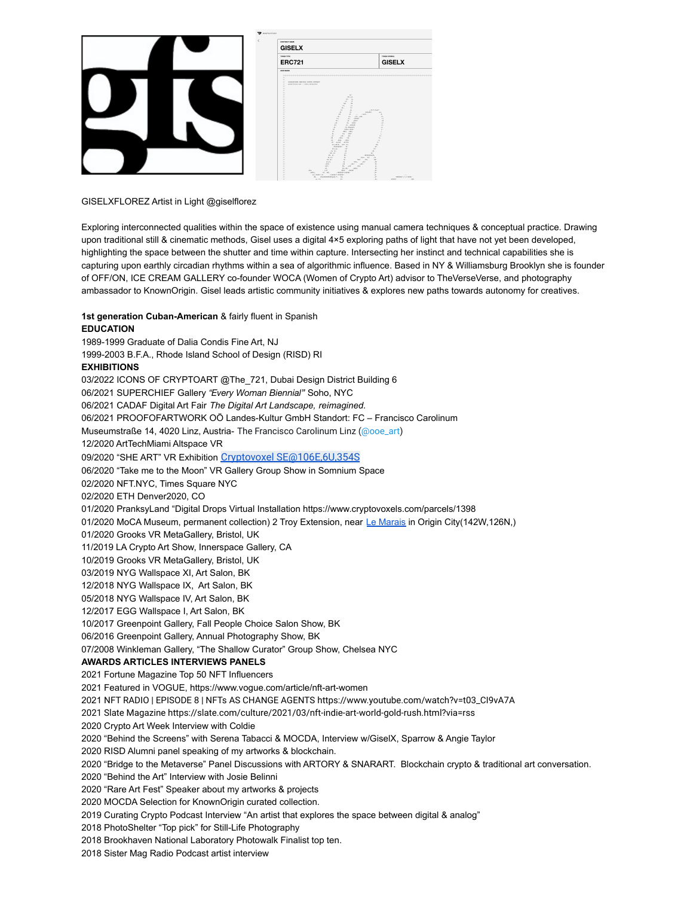GISELXFLOREZ Artist in Light @giselflorez

Exploring interconnected qualities within the space of existence using manual camera techniques & conceptual practice. Drawing upon traditional still & cinematic methods, Gisel uses a digital 4×5 exploring paths of light that have not yet been developed, highlighting the space between the shutter and time within capture. Intersecting her instinct and technical capabilities she is capturing upon earthly circadian rhythms within a sea of algorithmic influence. Based in NY & Williamsburg Brooklyn she is founder of OFF/ON, ICE CREAM GALLERY co-founder WOCA (Women of Crypto Art) advisor to TheVerseVerse, and photography ambassador to KnownOrigin. Gisel leads artistic community initiatives & explores new paths towards autonomy for creatives.

**1st generation Cuban-American** & fairly fluent in Spanish

**EDUCATION**

1989-1999 Graduate of Dalia Condis Fine Art, NJ
1999-2003 B.F.A., Rhode Island School of Design (RISD) RI

**EXHIBITIONS**

03/2022 ICONS OF CRYPTOART @The_721, Dubai Design District Building 6
06/2021 SUPERCHIEF Gallery *"Every Woman Biennial"* Soho, NYC
06/2021 CADAF Digital Art Fair *The Digital Art Landscape, reimagined.*
06/2021 PROOFOFARTWORK OÖ Landes-Kultur GmbH Standort: FC – Francisco Carolinum Museumstraße 14, 4020 Linz, Austria- The Francisco Carolinum Linz (@ooe_art)
12/2020 ArtTechMiami Altspace VR
09/2020 "SHE ART" VR Exhibition Cryptovoxel SE@106E,6U,354S
06/2020 "Take me to the Moon" VR Gallery Group Show in Somnium Space
02/2020 NFT.NYC, Times Square NYC
02/2020 ETH Denver2020, CO
01/2020 PranksyLand "Digital Drops Virtual Installation https://www.cryptovoxels.com/parcels/1398
01/2020 MoCA Museum, permanent collection) 2 Troy Extension, near Le Marais in Origin City(142W,126N,)
01/2020 Grooks VR MetaGallery, Bristol, UK
11/2019 LA Crypto Art Show, Innerspace Gallery, CA
10/2019 Grooks VR MetaGallery, Bristol, UK
03/2019 NYG Wallspace XI, Art Salon, BK
12/2018 NYG Wallspace IX, Art Salon, BK
05/2018 NYG Wallspace IV, Art Salon, BK
12/2017 EGG Wallspace I, Art Salon, BK
10/2017 Greenpoint Gallery, Fall People Choice Salon Show, BK
06/2016 Greenpoint Gallery, Annual Photography Show, BK
07/2008 Winkleman Gallery, "The Shallow Curator" Group Show, Chelsea NYC

**AWARDS ARTICLES INTERVIEWS PANELS**

2021 Fortune Magazine Top 50 NFT Influencers
2021 Featured in VOGUE, https://www.vogue.com/article/nft-art-women
2021 NFT RADIO | EPISODE 8 | NFTs AS CHANGE AGENTS https://www.youtube.com/watch?v=t03_CI9vA7A
2021 Slate Magazine https://slate.com/culture/2021/03/nft-indie-art-world-gold-rush.html?via=rss
2020 Crypto Art Week Interview with Coldie
2020 "Behind the Screens" with Serena Tabacci & MOCDA, Interview w/GiselX, Sparrow & Angie Taylor
2020 RISD Alumni panel speaking of my artworks & blockchain.
2020 "Bridge to the Metaverse" Panel Discussions with ARTORY & SNARART. Blockchain crypto & traditional art conversation.
2020 "Behind the Art" Interview with Josie Belinni
2020 "Rare Art Fest" Speaker about my artworks & projects
2020 MOCDA Selection for KnownOrigin curated collection.
2019 Curating Crypto Podcast Interview "An artist that explores the space between digital & analog"
2018 PhotoShelter "Top pick" for Still-Life Photography
2018 Brookhaven National Laboratory Photowalk Finalist top ten.
2018 Sister Mag Radio Podcast artist interview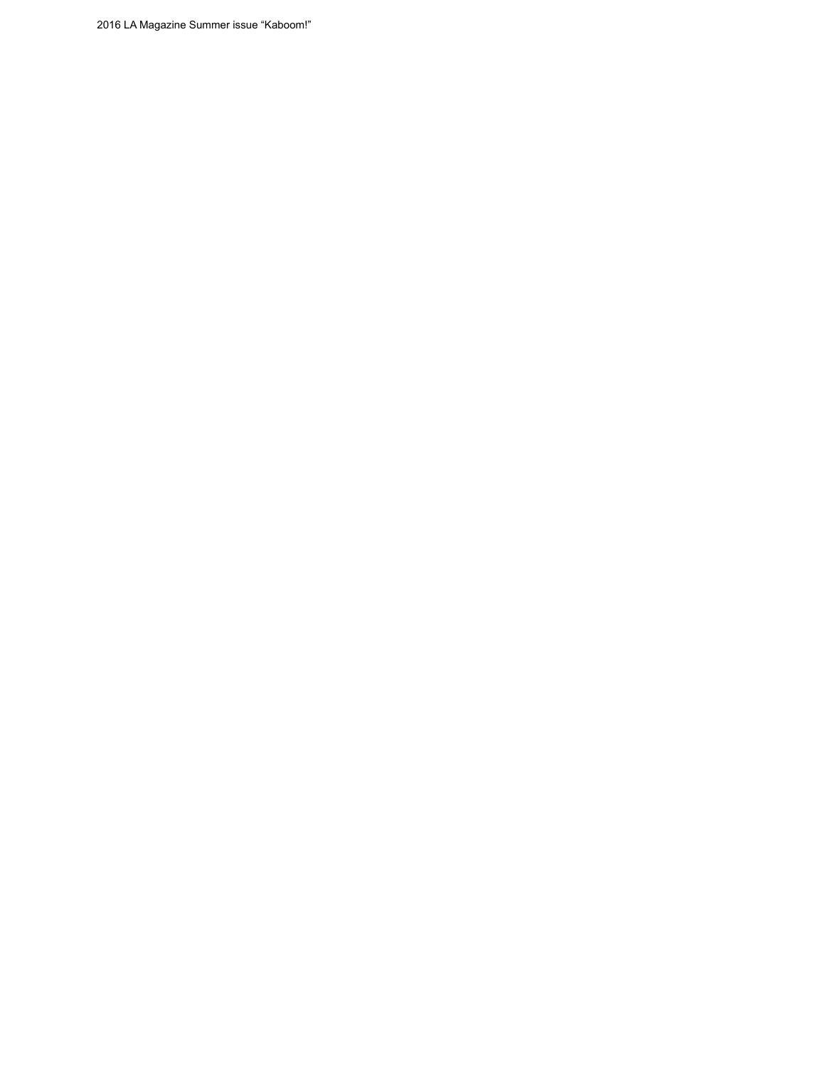2016 LA Magazine Summer issue “Kaboom!”